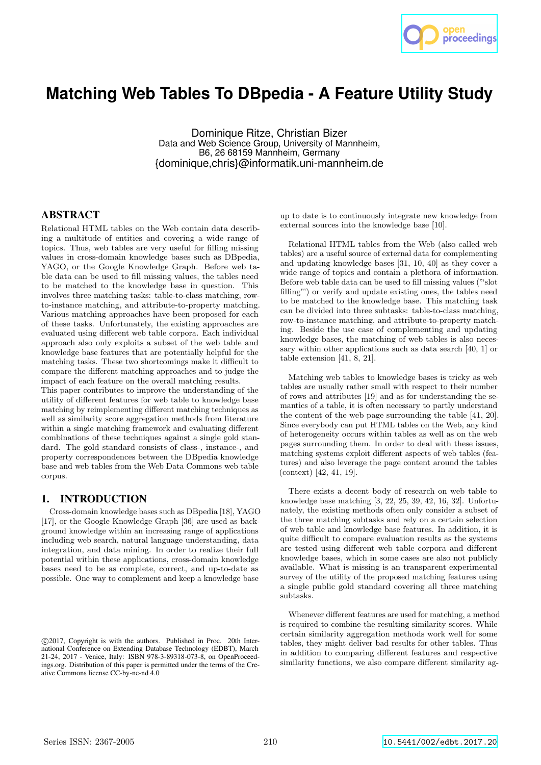# Matching Web Tables To DBpedia - A Feature Utility Study

Dominique Ritze, Christian Bizer
Data and Web Science Group, University of Mannheim,
B6, 26 68159 Mannheim, Germany
{dominique,chris}@informatik.uni-mannheim.de

## ABSTRACT

Relational HTML tables on the Web contain data describing a multitude of entities and covering a wide range of topics. Thus, web tables are very useful for filling missing values in cross-domain knowledge bases such as DBpedia, YAGO, or the Google Knowledge Graph. Before web table data can be used to fill missing values, the tables need to be matched to the knowledge base in question. This involves three matching tasks: table-to-class matching, row-to-instance matching, and attribute-to-property matching. Various matching approaches have been proposed for each of these tasks. Unfortunately, the existing approaches are evaluated using different web table corpora. Each individual approach also only exploits a subset of the web table and knowledge base features that are potentially helpful for the matching tasks. These two shortcomings make it difficult to compare the different matching approaches and to judge the impact of each feature on the overall matching results.

This paper contributes to improve the understanding of the utility of different features for web table to knowledge base matching by reimplementing different matching techniques as well as similarity score aggregation methods from literature within a single matching framework and evaluating different combinations of these techniques against a single gold standard. The gold standard consists of class-, instance-, and property correspondences between the DBpedia knowledge base and web tables from the Web Data Commons web table corpus.

## 1. INTRODUCTION

Cross-domain knowledge bases such as DBpedia [18], YAGO [17], or the Google Knowledge Graph [36] are used as background knowledge within an increasing range of applications including web search, natural language understanding, data integration, and data mining. In order to realize their full potential within these applications, cross-domain knowledge bases need to be as complete, correct, and up-to-date as possible. One way to complement and keep a knowledge base up to date is to continuously integrate new knowledge from external sources into the knowledge base [10].

Relational HTML tables from the Web (also called web tables) are a useful source of external data for complementing and updating knowledge bases [31, 10, 40] as they cover a wide range of topics and contain a plethora of information. Before web table data can be used to fill missing values ("slot filling") or verify and update existing ones, the tables need to be matched to the knowledge base. This matching task can be divided into three subtasks: table-to-class matching, row-to-instance matching, and attribute-to-property matching. Beside the use case of complementing and updating knowledge bases, the matching of web tables is also necessary within other applications such as data search [40, 1] or table extension [41, 8, 21].

Matching web tables to knowledge bases is tricky as web tables are usually rather small with respect to their number of rows and attributes [19] and as for understanding the semantics of a table, it is often necessary to partly understand the content of the web page surrounding the table [41, 20]. Since everybody can put HTML tables on the Web, any kind of heterogeneity occurs within tables as well as on the web pages surrounding them. In order to deal with these issues, matching systems exploit different aspects of web tables (features) and also leverage the page content around the tables (context) [42, 41, 19].

There exists a decent body of research on web table to knowledge base matching [3, 22, 25, 39, 42, 16, 32]. Unfortunately, the existing methods often only consider a subset of the three matching subtasks and rely on a certain selection of web table and knowledge base features. In addition, it is quite difficult to compare evaluation results as the systems are tested using different web table corpora and different knowledge bases, which in some cases are also not publicly available. What is missing is an transparent experimental survey of the utility of the proposed matching features using a single public gold standard covering all three matching subtasks.

Whenever different features are used for matching, a method is required to combine the resulting similarity scores. While certain similarity aggregation methods work well for some tables, they might deliver bad results for other tables. Thus in addition to comparing different features and respective similarity functions, we also compare different similarity ag-

©2017, Copyright is with the authors. Published in Proc. 20th International Conference on Extending Database Technology (EDBT), March 21-24, 2017 - Venice, Italy: ISBN 978-3-89318-073-8, on OpenProceedings.org. Distribution of this paper is permitted under the terms of the Creative Commons license CC-by-nc-nd 4.0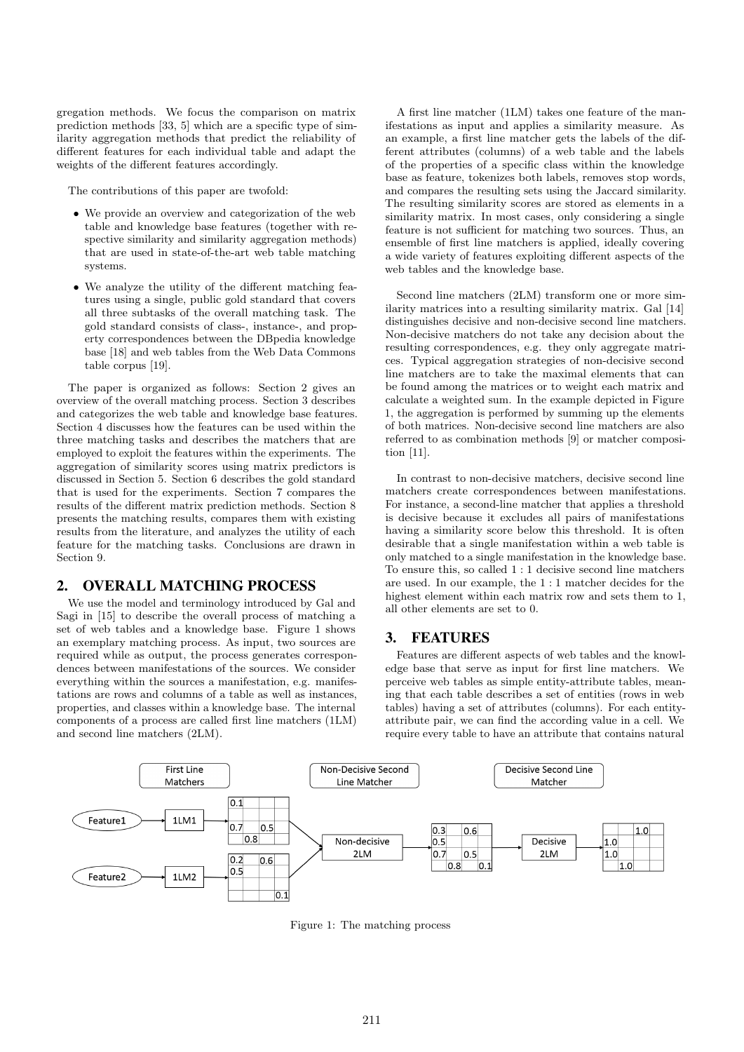gregation methods. We focus the comparison on matrix prediction methods [33, 5] which are a specific type of similarity aggregation methods that predict the reliability of different features for each individual table and adapt the weights of the different features accordingly.

The contributions of this paper are twofold:

- We provide an overview and categorization of the web table and knowledge base features (together with respective similarity and similarity aggregation methods) that are used in state-of-the-art web table matching systems.
- We analyze the utility of the different matching features using a single, public gold standard that covers all three subtasks of the overall matching task. The gold standard consists of class-, instance-, and property correspondences between the DBpedia knowledge base [18] and web tables from the Web Data Commons table corpus [19].

The paper is organized as follows: Section 2 gives an overview of the overall matching process. Section 3 describes and categorizes the web table and knowledge base features. Section 4 discusses how the features can be used within the three matching tasks and describes the matchers that are employed to exploit the features within the experiments. The aggregation of similarity scores using matrix predictors is discussed in Section 5. Section 6 describes the gold standard that is used for the experiments. Section 7 compares the results of the different matrix prediction methods. Section 8 presents the matching results, compares them with existing results from the literature, and analyzes the utility of each feature for the matching tasks. Conclusions are drawn in Section 9.

## 2. OVERALL MATCHING PROCESS

We use the model and terminology introduced by Gal and Sagi in [15] to describe the overall process of matching a set of web tables and a knowledge base. Figure 1 shows an exemplary matching process. As input, two sources are required while as output, the process generates correspondences between manifestations of the sources. We consider everything within the sources a manifestation, e.g. manifestations are rows and columns of a table as well as instances, properties, and classes within a knowledge base. The internal components of a process are called first line matchers (1LM) and second line matchers (2LM).

A first line matcher (1LM) takes one feature of the manifestations as input and applies a similarity measure. As an example, a first line matcher gets the labels of the different attributes (columns) of a web table and the labels of the properties of a specific class within the knowledge base as feature, tokenizes both labels, removes stop words, and compares the resulting sets using the Jaccard similarity. The resulting similarity scores are stored as elements in a similarity matrix. In most cases, only considering a single feature is not sufficient for matching two sources. Thus, an ensemble of first line matchers is applied, ideally covering a wide variety of features exploiting different aspects of the web tables and the knowledge base.

Second line matchers (2LM) transform one or more similarity matrices into a resulting similarity matrix. Gal [14] distinguishes decisive and non-decisive second line matchers. Non-decisive matchers do not take any decision about the resulting correspondences, e.g. they only aggregate matrices. Typical aggregation strategies of non-decisive second line matchers are to take the maximal elements that can be found among the matrices or to weight each matrix and calculate a weighted sum. In the example depicted in Figure 1, the aggregation is performed by summing up the elements of both matrices. Non-decisive second line matchers are also referred to as combination methods [9] or matcher composition [11].

In contrast to non-decisive matchers, decisive second line matchers create correspondences between manifestations. For instance, a second-line matcher that applies a threshold is decisive because it excludes all pairs of manifestations having a similarity score below this threshold. It is often desirable that a single manifestation within a web table is only matched to a single manifestation in the knowledge base. To ensure this, so called $1:1$ decisive second line matchers are used. In our example, the $1:1$ matcher decides for the highest element within each matrix row and sets them to 1, all other elements are set to 0.

## 3. FEATURES

Features are different aspects of web tables and the knowledge base that serve as input for first line matchers. We perceive web tables as simple entity-attribute tables, meaning that each table describes a set of entities (rows in web tables) having a set of attributes (columns). For each entity-attribute pair, we can find the according value in a cell. We require every table to have an attribute that contains natural

Figure 1: The matching process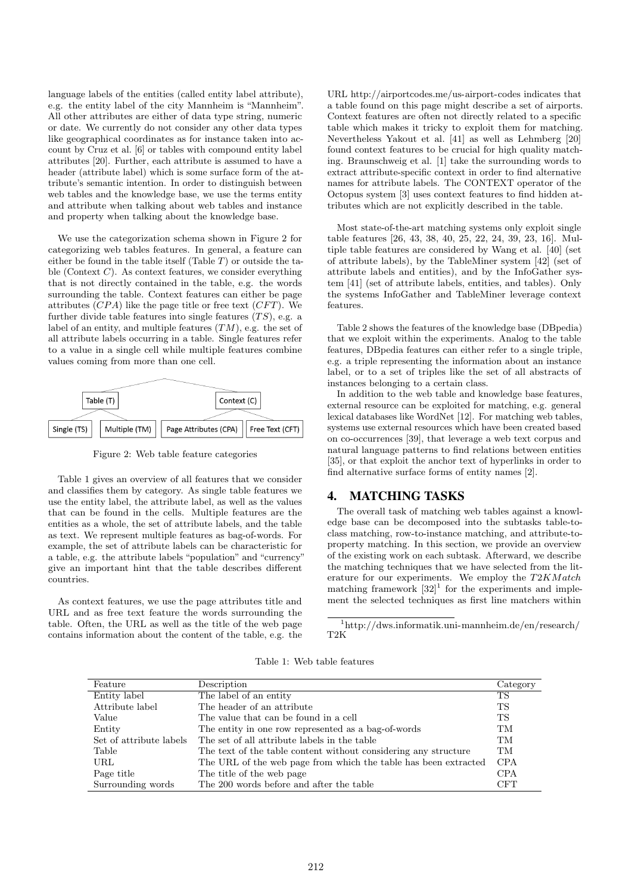language labels of the entities (called entity label attribute), e.g. the entity label of the city Mannheim is "Mannheim". All other attributes are either of data type string, numeric or date. We currently do not consider any other data types like geographical coordinates as for instance taken into account by Cruz et al. [6] or tables with compound entity label attributes [20]. Further, each attribute is assumed to have a header (attribute label) which is some surface form of the attribute's semantic intention. In order to distinguish between web tables and the knowledge base, we use the terms entity and attribute when talking about web tables and instance and property when talking about the knowledge base.

We use the categorization schema shown in Figure 2 for categorizing web tables features. In general, a feature can either be found in the table itself (Table $T$) or outside the table (Context $C$). As context features, we consider everything that is not directly contained in the table, e.g. the words surrounding the table. Context features can either be page attributes ($CPA$) like the page title or free text ($CFT$). We further divide table features into single features ($TS$), e.g. a label of an entity, and multiple features ($TM$), e.g. the set of all attribute labels occurring in a table. Single features refer to a value in a single cell while multiple features combine values coming from more than one cell.

```
              Table (T)                      Context (C)
       Single (TS)   Multiple (TM)   Page Attributes (CPA)   Free Text (CFT)
```

Figure 2: Web table feature categories

Table 1 gives an overview of all features that we consider and classifies them by category. As single table features we use the entity label, the attribute label, as well as the values that can be found in the cells. Multiple features are the entities as a whole, the set of attribute labels, and the table as text. We represent multiple features as bag-of-words. For example, the set of attribute labels can be characteristic for a table, e.g. the attribute labels "population" and "currency" give an important hint that the table describes different countries.

As context features, we use the page attributes title and URL and as free text feature the words surrounding the table. Often, the URL as well as the title of the web page contains information about the content of the table, e.g. the URL http://airportcodes.me/us-airport-codes indicates that a table found on this page might describe a set of airports. Context features are often not directly related to a specific table which makes it tricky to exploit them for matching. Nevertheless Yakout et al. [41] as well as Lehmberg [20] found context features to be crucial for high quality matching. Braunschweig et al. [1] take the surrounding words to extract attribute-specific context in order to find alternative names for attribute labels. The CONTEXT operator of the Octopus system [3] uses context features to find hidden attributes which are not explicitly described in the table.

Most state-of-the-art matching systems only exploit single table features [26, 43, 38, 40, 25, 22, 24, 39, 23, 16]. Multiple table features are considered by Wang et al. [40] (set of attribute labels), by the TableMiner system [42] (set of attribute labels and entities), and by the InfoGather system [41] (set of attribute labels, entities, and tables). Only the systems InfoGather and TableMiner leverage context features.

Table 2 shows the features of the knowledge base (DBpedia) that we exploit within the experiments. Analog to the table features, DBpedia features can either refer to a single triple, e.g. a triple representing the information about an instance label, or to a set of triples like the set of all abstracts of instances belonging to a certain class.

In addition to the web table and knowledge base features, external resource can be exploited for matching, e.g. general lexical databases like WordNet [12]. For matching web tables, systems use external resources which have been created based on co-occurrences [39], that leverage a web text corpus and natural language patterns to find relations between entities [35], or that exploit the anchor text of hyperlinks in order to find alternative surface forms of entity names [2].

## 4. MATCHING TASKS

The overall task of matching web tables against a knowledge base can be decomposed into the subtasks table-to-class matching, row-to-instance matching, and attribute-to-property matching. In this section, we provide an overview of the existing work on each subtask. Afterward, we describe the matching techniques that we have selected from the literature for our experiments. We employ the *T2KMatch* matching framework [32][1] for the experiments and implement the selected techniques as first line matchers within

[1] http://dws.informatik.uni-mannheim.de/en/research/T2K

Table 1: Web table features

| Feature | Description | Category |
|---|---|---|
| Entity label | The label of an entity | TS |
| Attribute label | The header of an attribute | TS |
| Value | The value that can be found in a cell | TS |
| Entity | The entity in one row represented as a bag-of-words | TM |
| Set of attribute labels | The set of all attribute labels in the table | TM |
| Table | The text of the table content without considering any structure | TM |
| URL | The URL of the web page from which the table has been extracted | CPA |
| Page title | The title of the web page | CPA |
| Surrounding words | The 200 words before and after the table | CFT |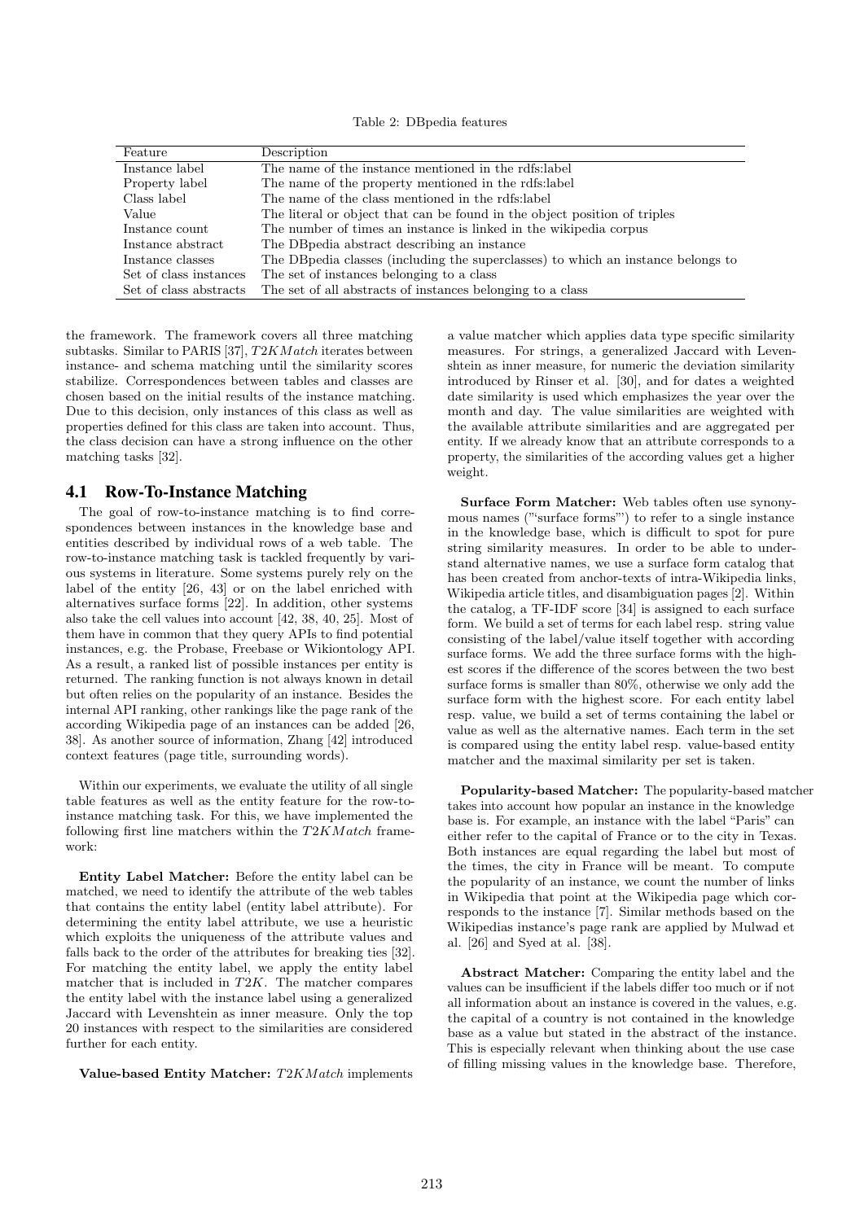Table 2: DBpedia features

| Feature | Description |
|---|---|
| Instance label | The name of the instance mentioned in the rdfs:label |
| Property label | The name of the property mentioned in the rdfs:label |
| Class label | The name of the class mentioned in the rdfs:label |
| Value | The literal or object that can be found in the object position of triples |
| Instance count | The number of times an instance is linked in the wikipedia corpus |
| Instance abstract | The DBpedia abstract describing an instance |
| Instance classes | The DBpedia classes (including the superclasses) to which an instance belongs to |
| Set of class instances | The set of instances belonging to a class |
| Set of class abstracts | The set of all abstracts of instances belonging to a class |

the framework. The framework covers all three matching subtasks. Similar to PARIS [37], *T2KMatch* iterates between instance- and schema matching until the similarity scores stabilize. Correspondences between tables and classes are chosen based on the initial results of the instance matching. Due to this decision, only instances of this class as well as properties defined for this class are taken into account. Thus, the class decision can have a strong influence on the other matching tasks [32].

## 4.1 Row-To-Instance Matching

The goal of row-to-instance matching is to find correspondences between instances in the knowledge base and entities described by individual rows of a web table. The row-to-instance matching task is tackled frequently by various systems in literature. Some systems purely rely on the label of the entity [26, 43] or on the label enriched with alternatives surface forms [22]. In addition, other systems also take the cell values into account [42, 38, 40, 25]. Most of them have in common that they query APIs to find potential instances, e.g. the Probase, Freebase or Wikiontology API. As a result, a ranked list of possible instances per entity is returned. The ranking function is not always known in detail but often relies on the popularity of an instance. Besides the internal API ranking, other rankings like the page rank of the according Wikipedia page of an instances can be added [26, 38]. As another source of information, Zhang [42] introduced context features (page title, surrounding words).

Within our experiments, we evaluate the utility of all single table features as well as the entity feature for the row-to-instance matching task. For this, we have implemented the following first line matchers within the *T2KMatch* framework:

**Entity Label Matcher:** Before the entity label can be matched, we need to identify the attribute of the web tables that contains the entity label (entity label attribute). For determining the entity label attribute, we use a heuristic which exploits the uniqueness of the attribute values and falls back to the order of the attributes for breaking ties [32]. For matching the entity label, we apply the entity label matcher that is included in *T2K*. The matcher compares the entity label with the instance label using a generalized Jaccard with Levenshtein as inner measure. Only the top 20 instances with respect to the similarities are considered further for each entity.

**Value-based Entity Matcher:** *T2KMatch* implements a value matcher which applies data type specific similarity measures. For strings, a generalized Jaccard with Levenshtein as inner measure, for numeric the deviation similarity introduced by Rinser et al. [30], and for dates a weighted date similarity is used which emphasizes the year over the month and day. The value similarities are weighted with the available attribute similarities and are aggregated per entity. If we already know that an attribute corresponds to a property, the similarities of the according values get a higher weight.

**Surface Form Matcher:** Web tables often use synonymous names ("'surface forms"') to refer to a single instance in the knowledge base, which is difficult to spot for pure string similarity measures. In order to be able to understand alternative names, we use a surface form catalog that has been created from anchor-texts of intra-Wikipedia links, Wikipedia article titles, and disambiguation pages [2]. Within the catalog, a TF-IDF score [34] is assigned to each surface form. We build a set of terms for each label resp. string value consisting of the label/value itself together with according surface forms. We add the three surface forms with the highest scores if the difference of the scores between the two best surface forms is smaller than 80%, otherwise we only add the surface form with the highest score. For each entity label resp. value, we build a set of terms containing the label or value as well as the alternative names. Each term in the set is compared using the entity label resp. value-based entity matcher and the maximal similarity per set is taken.

**Popularity-based Matcher:** The popularity-based matcher takes into account how popular an instance in the knowledge base is. For example, an instance with the label "Paris" can either refer to the capital of France or to the city in Texas. Both instances are equal regarding the label but most of the times, the city in France will be meant. To compute the popularity of an instance, we count the number of links in Wikipedia that point at the Wikipedia page which corresponds to the instance [7]. Similar methods based on the Wikipedias instance's page rank are applied by Mulwad et al. [26] and Syed at al. [38].

**Abstract Matcher:** Comparing the entity label and the values can be insufficient if the labels differ too much or if not all information about an instance is covered in the values, e.g. the capital of a country is not contained in the knowledge base as a value but stated in the abstract of the instance. This is especially relevant when thinking about the use case of filling missing values in the knowledge base. Therefore,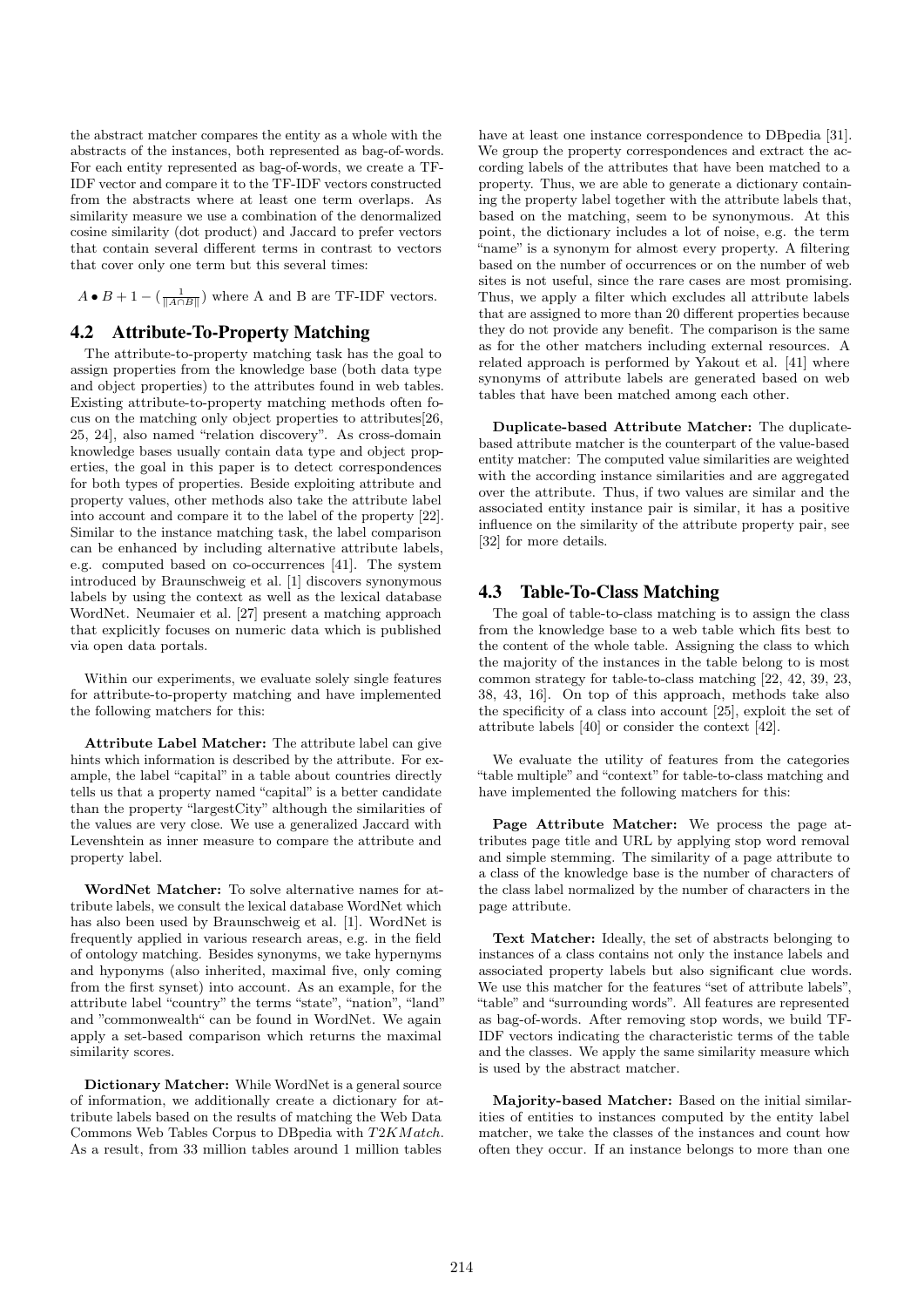the abstract matcher compares the entity as a whole with the abstracts of the instances, both represented as bag-of-words. For each entity represented as bag-of-words, we create a TF-IDF vector and compare it to the TF-IDF vectors constructed from the abstracts where at least one term overlaps. As similarity measure we use a combination of the denormalized cosine similarity (dot product) and Jaccard to prefer vectors that contain several different terms in contrast to vectors that cover only one term but this several times:

$A \bullet B + 1 - (\frac{1}{\|A \cap B\|})$ where A and B are TF-IDF vectors.

## 4.2 Attribute-To-Property Matching

The attribute-to-property matching task has the goal to assign properties from the knowledge base (both data type and object properties) to the attributes found in web tables. Existing attribute-to-property matching methods often focus on the matching only object properties to attributes[26, 25, 24], also named "relation discovery". As cross-domain knowledge bases usually contain data type and object properties, the goal in this paper is to detect correspondences for both types of properties. Beside exploiting attribute and property values, other methods also take the attribute label into account and compare it to the label of the property [22]. Similar to the instance matching task, the label comparison can be enhanced by including alternative attribute labels, e.g. computed based on co-occurrences [41]. The system introduced by Braunschweig et al. [1] discovers synonymous labels by using the context as well as the lexical database WordNet. Neumaier et al. [27] present a matching approach that explicitly focuses on numeric data which is published via open data portals.

Within our experiments, we evaluate solely single features for attribute-to-property matching and have implemented the following matchers for this:

**Attribute Label Matcher:** The attribute label can give hints which information is described by the attribute. For example, the label "capital" in a table about countries directly tells us that a property named "capital" is a better candidate than the property "largestCity" although the similarities of the values are very close. We use a generalized Jaccard with Levenshtein as inner measure to compare the attribute and property label.

**WordNet Matcher:** To solve alternative names for attribute labels, we consult the lexical database WordNet which has also been used by Braunschweig et al. [1]. WordNet is frequently applied in various research areas, e.g. in the field of ontology matching. Besides synonyms, we take hypernyms and hyponyms (also inherited, maximal five, only coming from the first synset) into account. As an example, for the attribute label "country" the terms "state", "nation", "land" and "commonwealth" can be found in WordNet. We again apply a set-based comparison which returns the maximal similarity scores.

**Dictionary Matcher:** While WordNet is a general source of information, we additionally create a dictionary for attribute labels based on the results of matching the Web Data Commons Web Tables Corpus to DBpedia with *T2KMatch*. As a result, from 33 million tables around 1 million tables have at least one instance correspondence to DBpedia [31]. We group the property correspondences and extract the according labels of the attributes that have been matched to a property. Thus, we are able to generate a dictionary containing the property label together with the attribute labels that, based on the matching, seem to be synonymous. At this point, the dictionary includes a lot of noise, e.g. the term "name" is a synonym for almost every property. A filtering based on the number of occurrences or on the number of web sites is not useful, since the rare cases are most promising. Thus, we apply a filter which excludes all attribute labels that are assigned to more than 20 different properties because they do not provide any benefit. The comparison is the same as for the other matchers including external resources. A related approach is performed by Yakout et al. [41] where synonyms of attribute labels are generated based on web tables that have been matched among each other.

**Duplicate-based Attribute Matcher:** The duplicate-based attribute matcher is the counterpart of the value-based entity matcher: The computed value similarities are weighted with the according instance similarities and are aggregated over the attribute. Thus, if two values are similar and the associated entity instance pair is similar, it has a positive influence on the similarity of the attribute property pair, see [32] for more details.

## 4.3 Table-To-Class Matching

The goal of table-to-class matching is to assign the class from the knowledge base to a web table which fits best to the content of the whole table. Assigning the class to which the majority of the instances in the table belong to is most common strategy for table-to-class matching [22, 42, 39, 23, 38, 43, 16]. On top of this approach, methods take also the specificity of a class into account [25], exploit the set of attribute labels [40] or consider the context [42].

We evaluate the utility of features from the categories "table multiple" and "context" for table-to-class matching and have implemented the following matchers for this:

**Page Attribute Matcher:** We process the page attributes page title and URL by applying stop word removal and simple stemming. The similarity of a page attribute to a class of the knowledge base is the number of characters of the class label normalized by the number of characters in the page attribute.

**Text Matcher:** Ideally, the set of abstracts belonging to instances of a class contains not only the instance labels and associated property labels but also significant clue words. We use this matcher for the features "set of attribute labels", "table" and "surrounding words". All features are represented as bag-of-words. After removing stop words, we build TF-IDF vectors indicating the characteristic terms of the table and the classes. We apply the same similarity measure which is used by the abstract matcher.

**Majority-based Matcher:** Based on the initial similarities of entities to instances computed by the entity label matcher, we take the classes of the instances and count how often they occur. If an instance belongs to more than one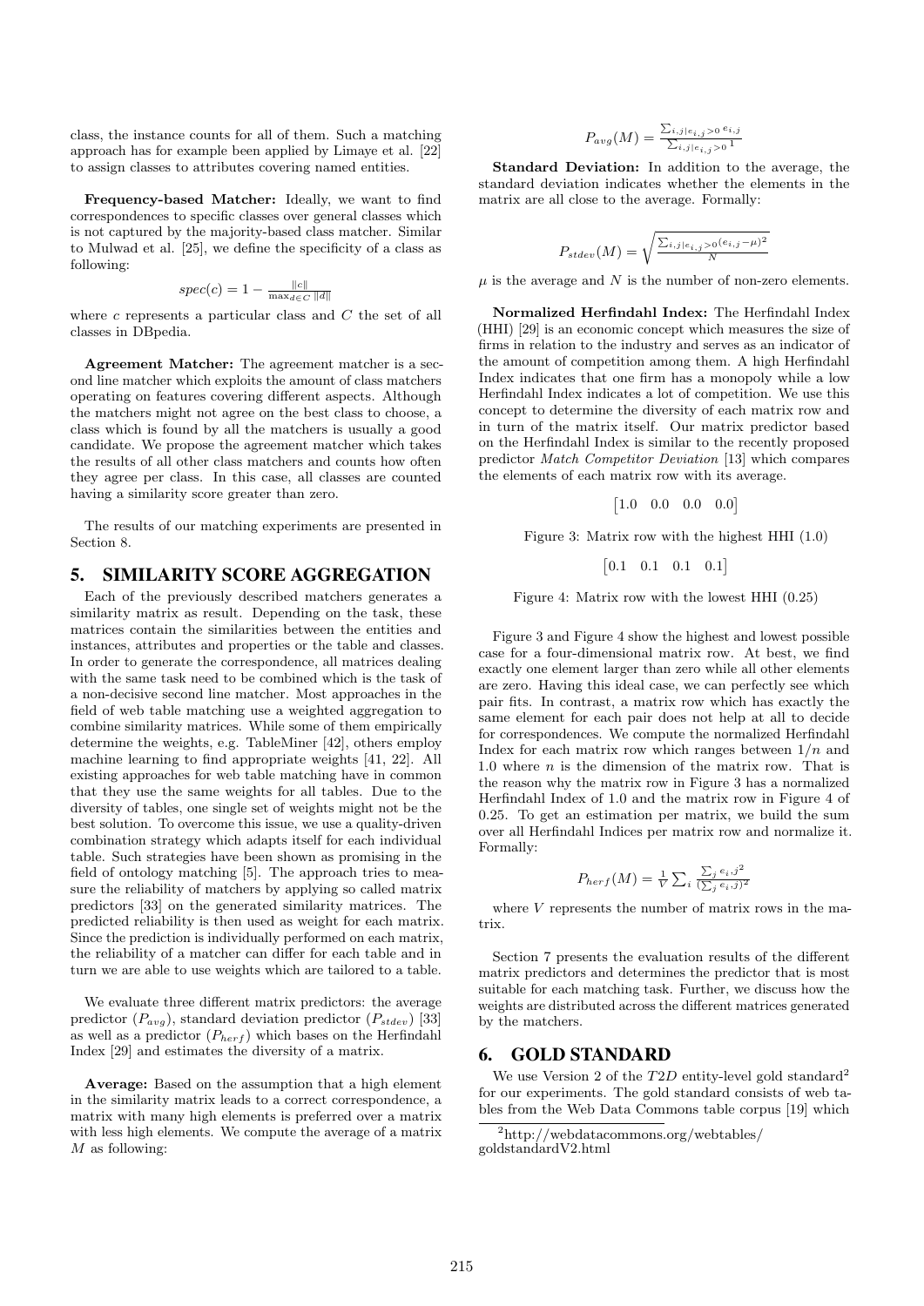class, the instance counts for all of them. Such a matching approach has for example been applied by Limaye et al. [22] to assign classes to attributes covering named entities.

**Frequency-based Matcher:** Ideally, we want to find correspondences to specific classes over general classes which is not captured by the majority-based class matcher. Similar to Mulwad et al. [25], we define the specificity of a class as following:

$$spec(c) = 1 - \frac{\|c\|}{\max_{d \in C} \|d\|}$$

where $c$ represents a particular class and $C$ the set of all classes in DBpedia.

**Agreement Matcher:** The agreement matcher is a second line matcher which exploits the amount of class matchers operating on features covering different aspects. Although the matchers might not agree on the best class to choose, a class which is found by all the matchers is usually a good candidate. We propose the agreement matcher which takes the results of all other class matchers and counts how often they agree per class. In this case, all classes are counted having a similarity score greater than zero.

The results of our matching experiments are presented in Section 8.

## 5. SIMILARITY SCORE AGGREGATION

Each of the previously described matchers generates a similarity matrix as result. Depending on the task, these matrices contain the similarities between the entities and instances, attributes and properties or the table and classes. In order to generate the correspondence, all matrices dealing with the same task need to be combined which is the task of a non-decisive second line matcher. Most approaches in the field of web table matching use a weighted aggregation to combine similarity matrices. While some of them empirically determine the weights, e.g. TableMiner [42], others employ machine learning to find appropriate weights [41, 22]. All existing approaches for web table matching have in common that they use the same weights for all tables. Due to the diversity of tables, one single set of weights might not be the best solution. To overcome this issue, we use a quality-driven combination strategy which adapts itself for each individual table. Such strategies have been shown as promising in the field of ontology matching [5]. The approach tries to measure the reliability of matchers by applying so called matrix predictors [33] on the generated similarity matrices. The predicted reliability is then used as weight for each matrix. Since the prediction is individually performed on each matrix, the reliability of a matcher can differ for each table and in turn we are able to use weights which are tailored to a table.

We evaluate three different matrix predictors: the average predictor ($P_{avg}$), standard deviation predictor ($P_{stdev}$) [33] as well as a predictor ($P_{herf}$) which bases on the Herfindahl Index [29] and estimates the diversity of a matrix.

**Average:** Based on the assumption that a high element in the similarity matrix leads to a correct correspondence, a matrix with many high elements is preferred over a matrix with less high elements. We compute the average of a matrix $M$ as following:

$$P_{avg}(M) = \frac{\sum_{i,j|e_{i,j}>0} e_{i,j}}{\sum_{i,j|e_{i,j}>0} 1}$$

**Standard Deviation:** In addition to the average, the standard deviation indicates whether the elements in the matrix are all close to the average. Formally:

$$P_{stdev}(M) = \sqrt{\frac{\sum_{i,j|e_{i,j}>0}(e_{i,j}-\mu)^2}{N}}$$

$\mu$ is the average and $N$ is the number of non-zero elements.

**Normalized Herfindahl Index:** The Herfindahl Index (HHI) [29] is an economic concept which measures the size of firms in relation to the industry and serves as an indicator of the amount of competition among them. A high Herfindahl Index indicates that one firm has a monopoly while a low Herfindahl Index indicates a lot of competition. We use this concept to determine the diversity of each matrix row and in turn of the matrix itself. Our matrix predictor based on the Herfindahl Index is similar to the recently proposed predictor *Match Competitor Deviation* [13] which compares the elements of each matrix row with its average.

$$\begin{bmatrix} 1.0 & 0.0 & 0.0 & 0.0 \end{bmatrix}$$

Figure 3: Matrix row with the highest HHI (1.0)

$$\begin{bmatrix} 0.1 & 0.1 & 0.1 & 0.1 \end{bmatrix}$$

Figure 4: Matrix row with the lowest HHI (0.25)

Figure 3 and Figure 4 show the highest and lowest possible case for a four-dimensional matrix row. At best, we find exactly one element larger than zero while all other elements are zero. Having this ideal case, we can perfectly see which pair fits. In contrast, a matrix row which has exactly the same element for each pair does not help at all to decide for correspondences. We compute the normalized Herfindahl Index for each matrix row which ranges between $1/n$ and 1.0 where $n$ is the dimension of the matrix row. That is the reason why the matrix row in Figure 3 has a normalized Herfindahl Index of 1.0 and the matrix row in Figure 4 of 0.25. To get an estimation per matrix, we build the sum over all Herfindahl Indices per matrix row and normalize it. Formally:

$$P_{herf}(M) = \frac{1}{V} \sum_i \frac{\sum_j e_{i,j}{}^2}{(\sum_j e_{i,j})^2}$$

where $V$ represents the number of matrix rows in the matrix.

Section 7 presents the evaluation results of the different matrix predictors and determines the predictor that is most suitable for each matching task. Further, we discuss how the weights are distributed across the different matrices generated by the matchers.

## 6. GOLD STANDARD

We use Version 2 of the *T2D* entity-level gold standard[2] for our experiments. The gold standard consists of web tables from the Web Data Commons table corpus [19] which

[2]http://webdatacommons.org/webtables/goldstandardV2.html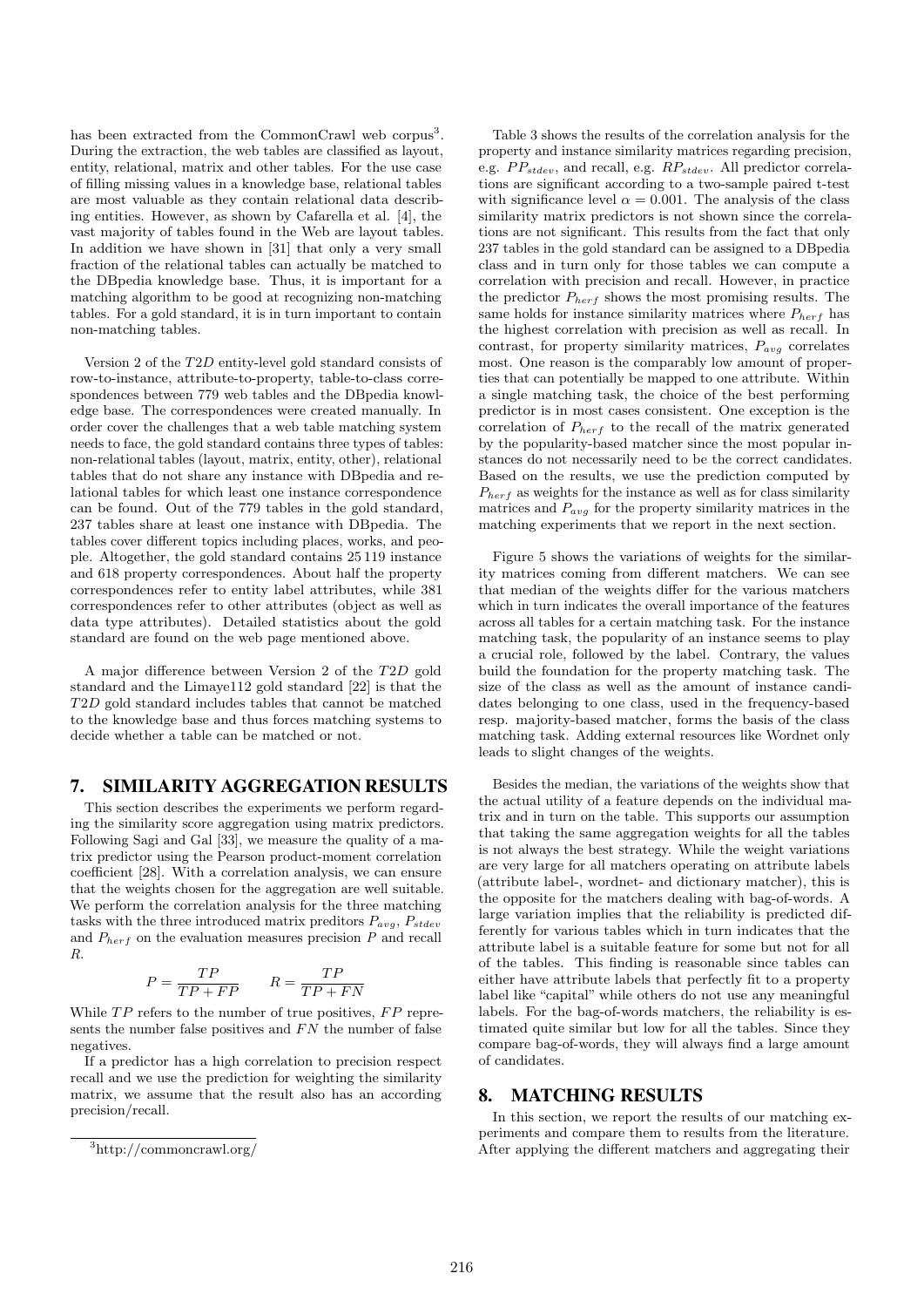has been extracted from the CommonCrawl web corpus[3]. During the extraction, the web tables are classified as layout, entity, relational, matrix and other tables. For the use case of filling missing values in a knowledge base, relational tables are most valuable as they contain relational data describing entities. However, as shown by Cafarella et al. [4], the vast majority of tables found in the Web are layout tables. In addition we have shown in [31] that only a very small fraction of the relational tables can actually be matched to the DBpedia knowledge base. Thus, it is important for a matching algorithm to be good at recognizing non-matching tables. For a gold standard, it is in turn important to contain non-matching tables.

Version 2 of the $T2D$ entity-level gold standard consists of row-to-instance, attribute-to-property, table-to-class correspondences between 779 web tables and the DBpedia knowledge base. The correspondences were created manually. In order cover the challenges that a web table matching system needs to face, the gold standard contains three types of tables: non-relational tables (layout, matrix, entity, other), relational tables that do not share any instance with DBpedia and relational tables for which least one instance correspondence can be found. Out of the 779 tables in the gold standard, 237 tables share at least one instance with DBpedia. The tables cover different topics including places, works, and people. Altogether, the gold standard contains 25 119 instance and 618 property correspondences. About half the property correspondences refer to entity label attributes, while 381 correspondences refer to other attributes (object as well as data type attributes). Detailed statistics about the gold standard are found on the web page mentioned above.

A major difference between Version 2 of the $T2D$ gold standard and the Limaye112 gold standard [22] is that the $T2D$ gold standard includes tables that cannot be matched to the knowledge base and thus forces matching systems to decide whether a table can be matched or not.

## 7. SIMILARITY AGGREGATION RESULTS

This section describes the experiments we perform regarding the similarity score aggregation using matrix predictors. Following Sagi and Gal [33], we measure the quality of a matrix predictor using the Pearson product-moment correlation coefficient [28]. With a correlation analysis, we can ensure that the weights chosen for the aggregation are well suitable. We perform the correlation analysis for the three matching tasks with the three introduced matrix preditors $P_{avg}$, $P_{stdev}$ and $P_{herf}$ on the evaluation measures precision $P$ and recall $R$.

$$P = \frac{TP}{TP + FP} \qquad R = \frac{TP}{TP + FN}$$

While $TP$ refers to the number of true positives, $FP$ represents the number false positives and $FN$ the number of false negatives.

If a predictor has a high correlation to precision respect recall and we use the prediction for weighting the similarity matrix, we assume that the result also has an according precision/recall.

[3]http://commoncrawl.org/

Table 3 shows the results of the correlation analysis for the property and instance similarity matrices regarding precision, e.g. $PP_{stdev}$, and recall, e.g. $RP_{stdev}$. All predictor correlations are significant according to a two-sample paired t-test with significance level $\alpha = 0.001$. The analysis of the class similarity matrix predictors is not shown since the correlations are not significant. This results from the fact that only 237 tables in the gold standard can be assigned to a DBpedia class and in turn only for those tables we can compute a correlation with precision and recall. However, in practice the predictor $P_{herf}$ shows the most promising results. The same holds for instance similarity matrices where $P_{herf}$ has the highest correlation with precision as well as recall. In contrast, for property similarity matrices, $P_{avg}$ correlates most. One reason is the comparably low amount of properties that can potentially be mapped to one attribute. Within a single matching task, the choice of the best performing predictor is in most cases consistent. One exception is the correlation of $P_{herf}$ to the recall of the matrix generated by the popularity-based matcher since the most popular instances do not necessarily need to be the correct candidates. Based on the results, we use the prediction computed by $P_{herf}$ as weights for the instance as well as for class similarity matrices and $P_{avg}$ for the property similarity matrices in the matching experiments that we report in the next section.

Figure 5 shows the variations of weights for the similarity matrices coming from different matchers. We can see that median of the weights differ for the various matchers which in turn indicates the overall importance of the features across all tables for a certain matching task. For the instance matching task, the popularity of an instance seems to play a crucial role, followed by the label. Contrary, the values build the foundation for the property matching task. The size of the class as well as the amount of instance candidates belonging to one class, used in the frequency-based resp. majority-based matcher, forms the basis of the class matching task. Adding external resources like Wordnet only leads to slight changes of the weights.

Besides the median, the variations of the weights show that the actual utility of a feature depends on the individual matrix and in turn on the table. This supports our assumption that taking the same aggregation weights for all the tables is not always the best strategy. While the weight variations are very large for all matchers operating on attribute labels (attribute label-, wordnet- and dictionary matcher), this is the opposite for the matchers dealing with bag-of-words. A large variation implies that the reliability is predicted differently for various tables which in turn indicates that the attribute label is a suitable feature for some but not for all of the tables. This finding is reasonable since tables can either have attribute labels that perfectly fit to a property label like "capital" while others do not use any meaningful labels. For the bag-of-words matchers, the reliability is estimated quite similar but low for all the tables. Since they compare bag-of-words, they will always find a large amount of candidates.

## 8. MATCHING RESULTS

In this section, we report the results of our matching experiments and compare them to results from the literature. After applying the different matchers and aggregating their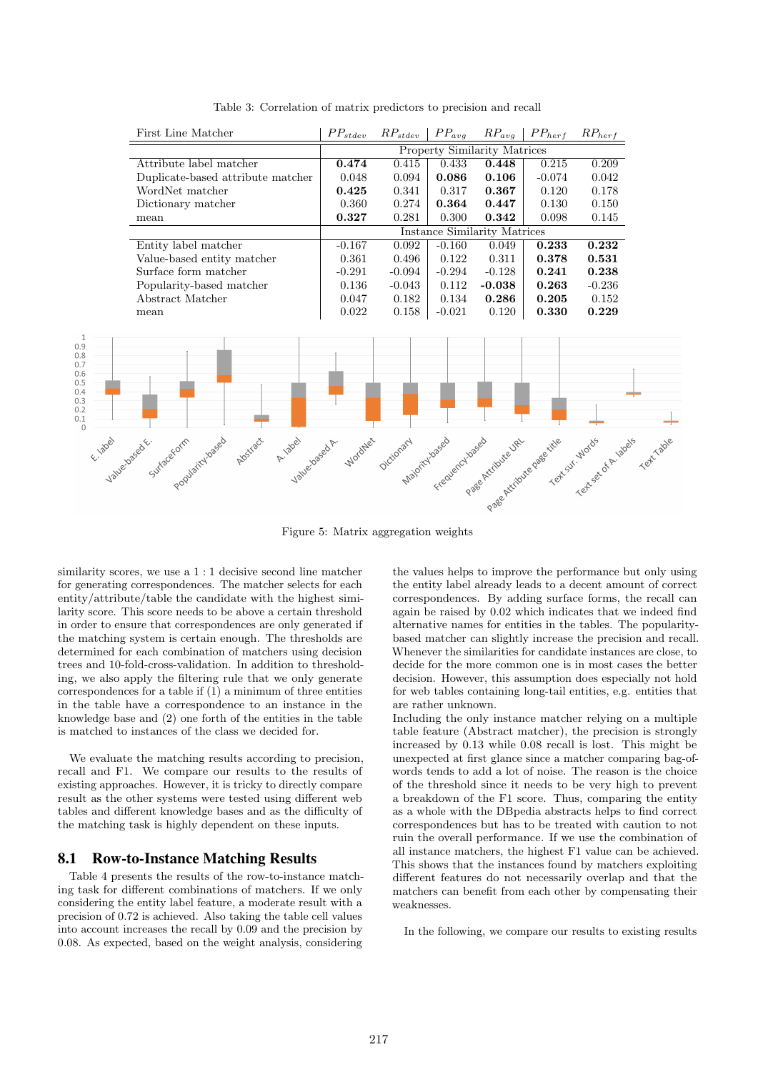Table 3: Correlation of matrix predictors to precision and recall

| First Line Matcher | $PP_{stdev}$ | $RP_{stdev}$ | $PP_{avg}$ | $RP_{avg}$ | $PP_{herf}$ | $RP_{herf}$ |
|---|---|---|---|---|---|---|
| | Property Similarity Matrices | | | | | |
| Attribute label matcher | **0.474** | 0.415 | 0.433 | **0.448** | 0.215 | 0.209 |
| Duplicate-based attribute matcher | 0.048 | 0.094 | **0.086** | **0.106** | -0.074 | 0.042 |
| WordNet matcher | **0.425** | 0.341 | 0.317 | **0.367** | 0.120 | 0.178 |
| Dictionary matcher | 0.360 | 0.274 | **0.364** | **0.447** | 0.130 | 0.150 |
| mean | **0.327** | 0.281 | 0.300 | **0.342** | 0.098 | 0.145 |
| | Instance Similarity Matrices | | | | | |
| Entity label matcher | -0.167 | 0.092 | -0.160 | 0.049 | **0.233** | **0.232** |
| Value-based entity matcher | 0.361 | 0.496 | 0.122 | 0.311 | **0.378** | **0.531** |
| Surface form matcher | -0.291 | -0.094 | -0.294 | -0.128 | **0.241** | **0.238** |
| Popularity-based matcher | 0.136 | -0.043 | 0.112 | **-0.038** | **0.263** | -0.236 |
| Abstract Matcher | 0.047 | 0.182 | 0.134 | **0.286** | **0.205** | 0.152 |
| mean | 0.022 | 0.158 | -0.021 | 0.120 | **0.330** | **0.229** |

Figure 5: Matrix aggregation weights

similarity scores, we use a 1 : 1 decisive second line matcher for generating correspondences. The matcher selects for each entity/attribute/table the candidate with the highest similarity score. This score needs to be above a certain threshold in order to ensure that correspondences are only generated if the matching system is certain enough. The thresholds are determined for each combination of matchers using decision trees and 10-fold-cross-validation. In addition to thresholding, we also apply the filtering rule that we only generate correspondences for a table if (1) a minimum of three entities in the table have a correspondence to an instance in the knowledge base and (2) one forth of the entities in the table is matched to instances of the class we decided for.

We evaluate the matching results according to precision, recall and F1. We compare our results to the results of existing approaches. However, it is tricky to directly compare result as the other systems were tested using different web tables and different knowledge bases and as the difficulty of the matching task is highly dependent on these inputs.

## 8.1 Row-to-Instance Matching Results

Table 4 presents the results of the row-to-instance matching task for different combinations of matchers. If we only considering the entity label feature, a moderate result with a precision of 0.72 is achieved. Also taking the table cell values into account increases the recall by 0.09 and the precision by 0.08. As expected, based on the weight analysis, considering the values helps to improve the performance but only using the entity label already leads to a decent amount of correct correspondences. By adding surface forms, the recall can again be raised by 0.02 which indicates that we indeed find alternative names for entities in the tables. The popularity-based matcher can slightly increase the precision and recall. Whenever the similarities for candidate instances are close, to decide for the more common one is in most cases the better decision. However, this assumption does especially not hold for web tables containing long-tail entities, e.g. entities that are rather unknown.

Including the only instance matcher relying on a multiple table feature (Abstract matcher), the precision is strongly increased by 0.13 while 0.08 recall is lost. This might be unexpected at first glance since a matcher comparing bag-of-words tends to add a lot of noise. The reason is the choice of the threshold since it needs to be very high to prevent a breakdown of the F1 score. Thus, comparing the entity as a whole with the DBpedia abstracts helps to find correct correspondences but has to be treated with caution to not ruin the overall performance. If we use the combination of all instance matchers, the highest F1 value can be achieved. This shows that the instances found by matchers exploiting different features do not necessarily overlap and that the matchers can benefit from each other by compensating their weaknesses.

In the following, we compare our results to existing results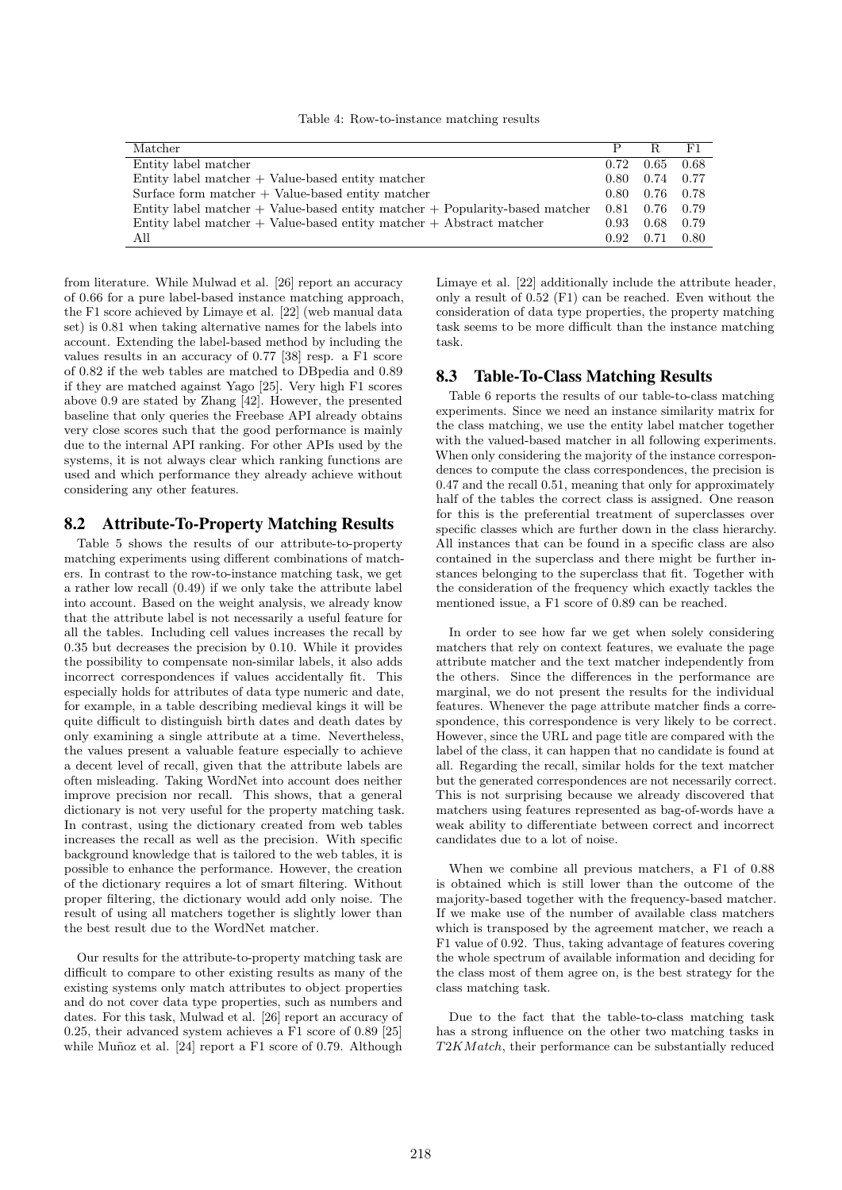Table 4: Row-to-instance matching results

| Matcher | P | R | F1 |
|---|---|---|---|
| Entity label matcher | 0.72 | 0.65 | 0.68 |
| Entity label matcher + Value-based entity matcher | 0.80 | 0.74 | 0.77 |
| Surface form matcher + Value-based entity matcher | 0.80 | 0.76 | 0.78 |
| Entity label matcher + Value-based entity matcher + Popularity-based matcher | 0.81 | 0.76 | 0.79 |
| Entity label matcher + Value-based entity matcher + Abstract matcher | 0.93 | 0.68 | 0.79 |
| All | 0.92 | 0.71 | 0.80 |

from literature. While Mulwad et al. [26] report an accuracy of 0.66 for a pure label-based instance matching approach, the F1 score achieved by Limaye et al. [22] (web manual data set) is 0.81 when taking alternative names for the labels into account. Extending the label-based method by including the values results in an accuracy of 0.77 [38] resp. a F1 score of 0.82 if the web tables are matched to DBpedia and 0.89 if they are matched against Yago [25]. Very high F1 scores above 0.9 are stated by Zhang [42]. However, the presented baseline that only queries the Freebase API already obtains very close scores such that the good performance is mainly due to the internal API ranking. For other APIs used by the systems, it is not always clear which ranking functions are used and which performance they already achieve without considering any other features.

## 8.2 Attribute-To-Property Matching Results

Table 5 shows the results of our attribute-to-property matching experiments using different combinations of matchers. In contrast to the row-to-instance matching task, we get a rather low recall (0.49) if we only take the attribute label into account. Based on the weight analysis, we already know that the attribute label is not necessarily a useful feature for all the tables. Including cell values increases the recall by 0.35 but decreases the precision by 0.10. While it provides the possibility to compensate non-similar labels, it also adds incorrect correspondences if values accidentally fit. This especially holds for attributes of data type numeric and date, for example, in a table describing medieval kings it will be quite difficult to distinguish birth dates and death dates by only examining a single attribute at a time. Nevertheless, the values present a valuable feature especially to achieve a decent level of recall, given that the attribute labels are often misleading. Taking WordNet into account does neither improve precision nor recall. This shows, that a general dictionary is not very useful for the property matching task. In contrast, using the dictionary created from web tables increases the recall as well as the precision. With specific background knowledge that is tailored to the web tables, it is possible to enhance the performance. However, the creation of the dictionary requires a lot of smart filtering. Without proper filtering, the dictionary would add only noise. The result of using all matchers together is slightly lower than the best result due to the WordNet matcher.

Our results for the attribute-to-property matching task are difficult to compare to other existing results as many of the existing systems only match attributes to object properties and do not cover data type properties, such as numbers and dates. For this task, Mulwad et al. [26] report an accuracy of 0.25, their advanced system achieves a F1 score of 0.89 [25] while Muñoz et al. [24] report a F1 score of 0.79. Although Limaye et al. [22] additionally include the attribute header, only a result of 0.52 (F1) can be reached. Even without the consideration of data type properties, the property matching task seems to be more difficult than the instance matching task.

## 8.3 Table-To-Class Matching Results

Table 6 reports the results of our table-to-class matching experiments. Since we need an instance similarity matrix for the class matching, we use the entity label matcher together with the valued-based matcher in all following experiments. When only considering the majority of the instance correspondences to compute the class correspondences, the precision is 0.47 and the recall 0.51, meaning that only for approximately half of the tables the correct class is assigned. One reason for this is the preferential treatment of superclasses over specific classes which are further down in the class hierarchy. All instances that can be found in a specific class are also contained in the superclass and there might be further instances belonging to the superclass that fit. Together with the consideration of the frequency which exactly tackles the mentioned issue, a F1 score of 0.89 can be reached.

In order to see how far we get when solely considering matchers that rely on context features, we evaluate the page attribute matcher and the text matcher independently from the others. Since the differences in the performance are marginal, we do not present the results for the individual features. Whenever the page attribute matcher finds a correspondence, this correspondence is very likely to be correct. However, since the URL and page title are compared with the label of the class, it can happen that no candidate is found at all. Regarding the recall, similar holds for the text matcher but the generated correspondences are not necessarily correct. This is not surprising because we already discovered that matchers using features represented as bag-of-words have a weak ability to differentiate between correct and incorrect candidates due to a lot of noise.

When we combine all previous matchers, a F1 of 0.88 is obtained which is still lower than the outcome of the majority-based together with the frequency-based matcher. If we make use of the number of available class matchers which is transposed by the agreement matcher, we reach a F1 value of 0.92. Thus, taking advantage of features covering the whole spectrum of available information and deciding for the class most of them agree on, is the best strategy for the class matching task.

Due to the fact that the table-to-class matching task has a strong influence on the other two matching tasks in *T2KMatch*, their performance can be substantially reduced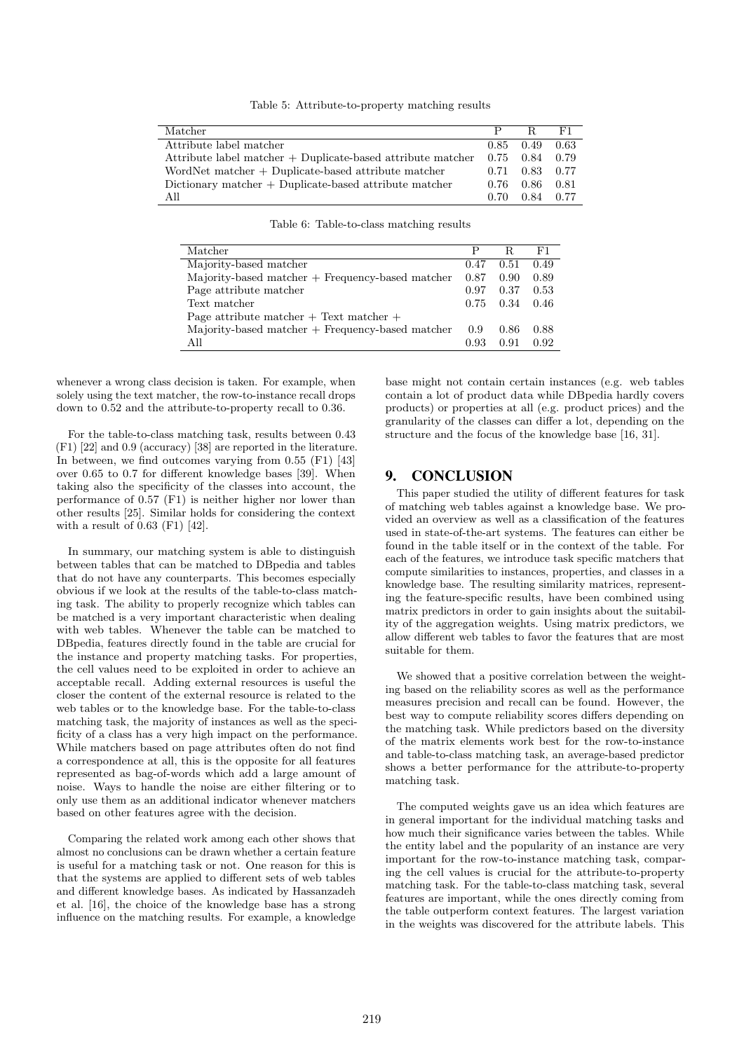Table 5: Attribute-to-property matching results

| Matcher | P | R | F1 |
|---|---|---|---|
| Attribute label matcher | 0.85 | 0.49 | 0.63 |
| Attribute label matcher + Duplicate-based attribute matcher | 0.75 | 0.84 | 0.79 |
| WordNet matcher + Duplicate-based attribute matcher | 0.71 | 0.83 | 0.77 |
| Dictionary matcher + Duplicate-based attribute matcher | 0.76 | 0.86 | 0.81 |
| All | 0.70 | 0.84 | 0.77 |

Table 6: Table-to-class matching results

| Matcher | P | R | F1 |
|---|---|---|---|
| Majority-based matcher | 0.47 | 0.51 | 0.49 |
| Majority-based matcher + Frequency-based matcher | 0.87 | 0.90 | 0.89 |
| Page attribute matcher | 0.97 | 0.37 | 0.53 |
| Text matcher | 0.75 | 0.34 | 0.46 |
| Page attribute matcher + Text matcher + Majority-based matcher + Frequency-based matcher | 0.9 | 0.86 | 0.88 |
| All | 0.93 | 0.91 | 0.92 |

whenever a wrong class decision is taken. For example, when solely using the text matcher, the row-to-instance recall drops down to 0.52 and the attribute-to-property recall to 0.36.

For the table-to-class matching task, results between 0.43 (F1) [22] and 0.9 (accuracy) [38] are reported in the literature. In between, we find outcomes varying from 0.55 (F1) [43] over 0.65 to 0.7 for different knowledge bases [39]. When taking also the specificity of the classes into account, the performance of 0.57 (F1) is neither higher nor lower than other results [25]. Similar holds for considering the context with a result of 0.63 (F1) [42].

In summary, our matching system is able to distinguish between tables that can be matched to DBpedia and tables that do not have any counterparts. This becomes especially obvious if we look at the results of the table-to-class matching task. The ability to properly recognize which tables can be matched is a very important characteristic when dealing with web tables. Whenever the table can be matched to DBpedia, features directly found in the table are crucial for the instance and property matching tasks. For properties, the cell values need to be exploited in order to achieve an acceptable recall. Adding external resources is useful the closer the content of the external resource is related to the web tables or to the knowledge base. For the table-to-class matching task, the majority of instances as well as the specificity of a class has a very high impact on the performance. While matchers based on page attributes often do not find a correspondence at all, this is the opposite for all features represented as bag-of-words which add a large amount of noise. Ways to handle the noise are either filtering or to only use them as an additional indicator whenever matchers based on other features agree with the decision.

Comparing the related work among each other shows that almost no conclusions can be drawn whether a certain feature is useful for a matching task or not. One reason for this is that the systems are applied to different sets of web tables and different knowledge bases. As indicated by Hassanzadeh et al. [16], the choice of the knowledge base has a strong influence on the matching results. For example, a knowledge base might not contain certain instances (e.g. web tables contain a lot of product data while DBpedia hardly covers products) or properties at all (e.g. product prices) and the granularity of the classes can differ a lot, depending on the structure and the focus of the knowledge base [16, 31].

## 9. CONCLUSION

This paper studied the utility of different features for task of matching web tables against a knowledge base. We provided an overview as well as a classification of the features used in state-of-the-art systems. The features can either be found in the table itself or in the context of the table. For each of the features, we introduce task specific matchers that compute similarities to instances, properties, and classes in a knowledge base. The resulting similarity matrices, representing the feature-specific results, have been combined using matrix predictors in order to gain insights about the suitability of the aggregation weights. Using matrix predictors, we allow different web tables to favor the features that are most suitable for them.

We showed that a positive correlation between the weighting based on the reliability scores as well as the performance measures precision and recall can be found. However, the best way to compute reliability scores differs depending on the matching task. While predictors based on the diversity of the matrix elements work best for the row-to-instance and table-to-class matching task, an average-based predictor shows a better performance for the attribute-to-property matching task.

The computed weights gave us an idea which features are in general important for the individual matching tasks and how much their significance varies between the tables. While the entity label and the popularity of an instance are very important for the row-to-instance matching task, comparing the cell values is crucial for the attribute-to-property matching task. For the table-to-class matching task, several features are important, while the ones directly coming from the table outperform context features. The largest variation in the weights was discovered for the attribute labels. This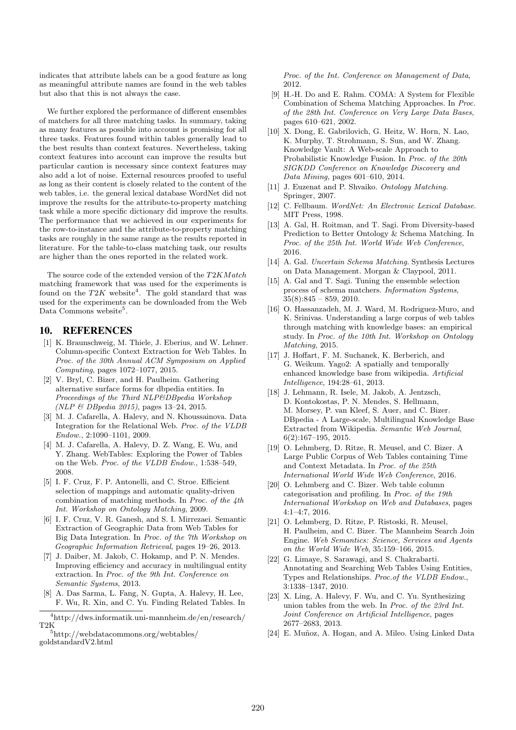indicates that attribute labels can be a good feature as long as meaningful attribute names are found in the web tables but also that this is not always the case.

We further explored the performance of different ensembles of matchers for all three matching tasks. In summary, taking as many features as possible into account is promising for all three tasks. Features found within tables generally lead to the best results than context features. Nevertheless, taking context features into account can improve the results but particular caution is necessary since context features may also add a lot of noise. External resources proofed to useful as long as their content is closely related to the content of the web tables, i.e. the general lexical database WordNet did not improve the results for the attribute-to-property matching task while a more specific dictionary did improve the results. The performance that we achieved in our experiments for the row-to-instance and the attribute-to-property matching tasks are roughly in the same range as the results reported in literature. For the table-to-class matching task, our results are higher than the ones reported in the related work.

The source code of the extended version of the *T2KMatch* matching framework that was used for the experiments is found on the *T2K* website[4]. The gold standard that was used for the experiments can be downloaded from the Web Data Commons website[5].

[4]http://dws.informatik.uni-mannheim.de/en/research/T2K

[5]http://webdatacommons.org/webtables/goldstandardV2.html

## 10. REFERENCES

[1] K. Braunschweig, M. Thiele, J. Eberius, and W. Lehner. Column-specific Context Extraction for Web Tables. In *Proc. of the 30th Annual ACM Symposium on Applied Computing*, pages 1072–1077, 2015.

[2] V. Bryl, C. Bizer, and H. Paulheim. Gathering alternative surface forms for dbpedia entities. In *Proceedings of the Third NLP&DBpedia Workshop (NLP & DBpedia 2015)*, pages 13–24, 2015.

[3] M. J. Cafarella, A. Halevy, and N. Khoussainova. Data Integration for the Relational Web. *Proc. of the VLDB Endow.*, 2:1090–1101, 2009.

[4] M. J. Cafarella, A. Halevy, D. Z. Wang, E. Wu, and Y. Zhang. WebTables: Exploring the Power of Tables on the Web. *Proc. of the VLDB Endow.*, 1:538–549, 2008.

[5] I. F. Cruz, F. P. Antonelli, and C. Stroe. Efficient selection of mappings and automatic quality-driven combination of matching methods. In *Proc. of the 4th Int. Workshop on Ontology Matching*, 2009.

[6] I. F. Cruz, V. R. Ganesh, and S. I. Mirrezaei. Semantic Extraction of Geographic Data from Web Tables for Big Data Integration. In *Proc. of the 7th Workshop on Geographic Information Retrieval*, pages 19–26, 2013.

[7] J. Daiber, M. Jakob, C. Hokamp, and P. N. Mendes. Improving efficiency and accuracy in multilingual entity extraction. In *Proc. of the 9th Int. Conference on Semantic Systems*, 2013.

[8] A. Das Sarma, L. Fang, N. Gupta, A. Halevy, H. Lee, F. Wu, R. Xin, and C. Yu. Finding Related Tables. In *Proc. of the Int. Conference on Management of Data*, 2012.

[9] H.-H. Do and E. Rahm. COMA: A System for Flexible Combination of Schema Matching Approaches. In *Proc. of the 28th Int. Conference on Very Large Data Bases*, pages 610–621, 2002.

[10] X. Dong, E. Gabrilovich, G. Heitz, W. Horn, N. Lao, K. Murphy, T. Strohmann, S. Sun, and W. Zhang. Knowledge Vault: A Web-scale Approach to Probabilistic Knowledge Fusion. In *Proc. of the 20th SIGKDD Conference on Knowledge Discovery and Data Mining*, pages 601–610, 2014.

[11] J. Euzenat and P. Shvaiko. *Ontology Matching*. Springer, 2007.

[12] C. Fellbaum. *WordNet: An Electronic Lexical Database*. MIT Press, 1998.

[13] A. Gal, H. Roitman, and T. Sagi. From Diversity-based Prediction to Better Ontology & Schema Matching. In *Proc. of the 25th Int. World Wide Web Conference*, 2016.

[14] A. Gal. *Uncertain Schema Matching*. Synthesis Lectures on Data Management. Morgan & Claypool, 2011.

[15] A. Gal and T. Sagi. Tuning the ensemble selection process of schema matchers. *Information Systems*, 35(8):845 – 859, 2010.

[16] O. Hassanzadeh, M. J. Ward, M. Rodriguez-Muro, and K. Srinivas. Understanding a large corpus of web tables through matching with knowledge bases: an empirical study. In *Proc. of the 10th Int. Workshop on Ontology Matching*, 2015.

[17] J. Hoffart, F. M. Suchanek, K. Berberich, and G. Weikum. Yago2: A spatially and temporally enhanced knowledge base from wikipedia. *Artificial Intelligence*, 194:28–61, 2013.

[18] J. Lehmann, R. Isele, M. Jakob, A. Jentzsch, D. Kontokostas, P. N. Mendes, S. Hellmann, M. Morsey, P. van Kleef, S. Auer, and C. Bizer. DBpedia - A Large-scale, Multilingual Knowledge Base Extracted from Wikipedia. *Semantic Web Journal*, 6(2):167–195, 2015.

[19] O. Lehmberg, D. Ritze, R. Meusel, and C. Bizer. A Large Public Corpus of Web Tables containing Time and Context Metadata. In *Proc. of the 25th International World Wide Web Conference*, 2016.

[20] O. Lehmberg and C. Bizer. Web table column categorisation and profiling. In *Proc. of the 19th International Workshop on Web and Databases*, pages 4:1–4:7, 2016.

[21] O. Lehmberg, D. Ritze, P. Ristoski, R. Meusel, H. Paulheim, and C. Bizer. The Mannheim Search Join Engine. *Web Semantics: Science, Services and Agents on the World Wide Web*, 35:159–166, 2015.

[22] G. Limaye, S. Sarawagi, and S. Chakrabarti. Annotating and Searching Web Tables Using Entities, Types and Relationships. *Proc.of the VLDB Endow.*, 3:1338–1347, 2010.

[23] X. Ling, A. Halevy, F. Wu, and C. Yu. Synthesizing union tables from the web. In *Proc. of the 23rd Int. Joint Conference on Artificial Intelligence*, pages 2677–2683, 2013.

[24] E. Muñoz, A. Hogan, and A. Mileo. Using Linked Data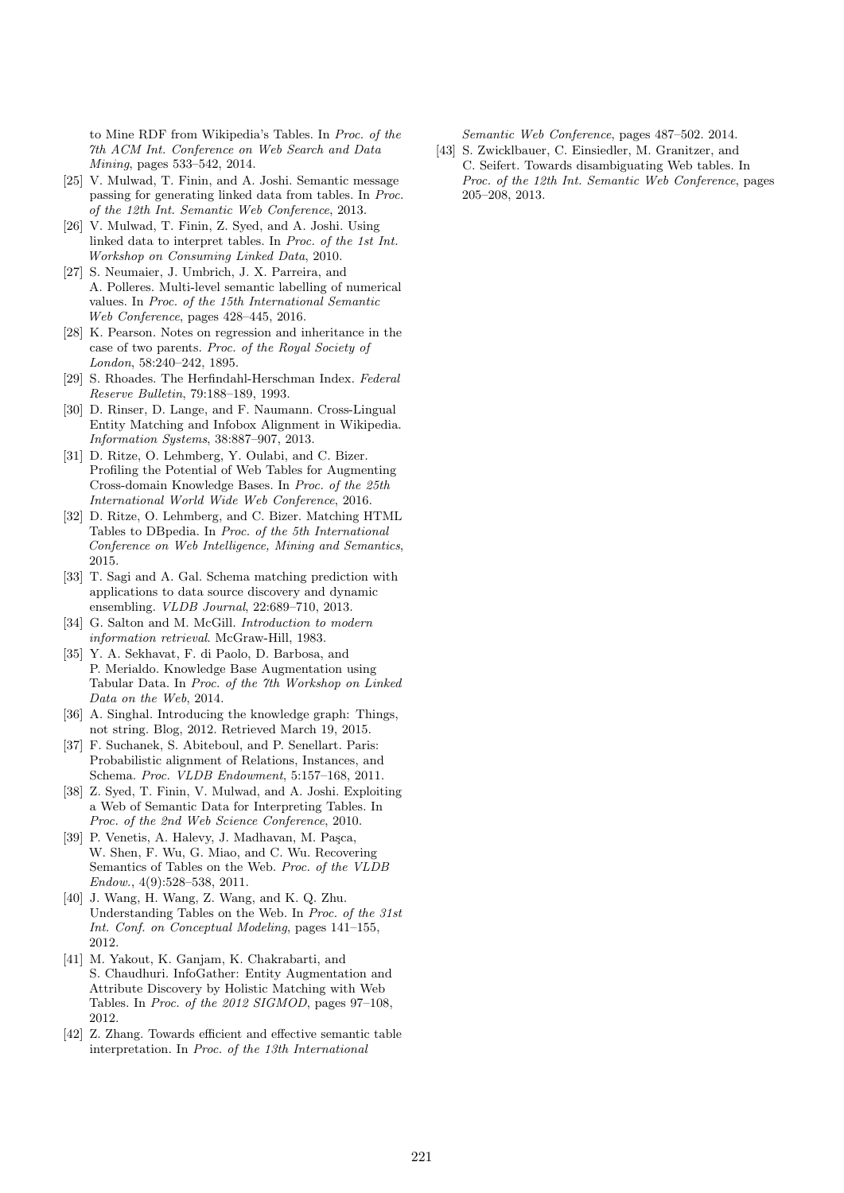to Mine RDF from Wikipedia's Tables. In *Proc. of the 7th ACM Int. Conference on Web Search and Data Mining*, pages 533–542, 2014.

[25] V. Mulwad, T. Finin, and A. Joshi. Semantic message passing for generating linked data from tables. In *Proc. of the 12th Int. Semantic Web Conference*, 2013.

[26] V. Mulwad, T. Finin, Z. Syed, and A. Joshi. Using linked data to interpret tables. In *Proc. of the 1st Int. Workshop on Consuming Linked Data*, 2010.

[27] S. Neumaier, J. Umbrich, J. X. Parreira, and A. Polleres. Multi-level semantic labelling of numerical values. In *Proc. of the 15th International Semantic Web Conference*, pages 428–445, 2016.

[28] K. Pearson. Notes on regression and inheritance in the case of two parents. *Proc. of the Royal Society of London*, 58:240–242, 1895.

[29] S. Rhoades. The Herfindahl-Herschman Index. *Federal Reserve Bulletin*, 79:188–189, 1993.

[30] D. Rinser, D. Lange, and F. Naumann. Cross-Lingual Entity Matching and Infobox Alignment in Wikipedia. *Information Systems*, 38:887–907, 2013.

[31] D. Ritze, O. Lehmberg, Y. Oulabi, and C. Bizer. Profiling the Potential of Web Tables for Augmenting Cross-domain Knowledge Bases. In *Proc. of the 25th International World Wide Web Conference*, 2016.

[32] D. Ritze, O. Lehmberg, and C. Bizer. Matching HTML Tables to DBpedia. In *Proc. of the 5th International Conference on Web Intelligence, Mining and Semantics*, 2015.

[33] T. Sagi and A. Gal. Schema matching prediction with applications to data source discovery and dynamic ensembling. *VLDB Journal*, 22:689–710, 2013.

[34] G. Salton and M. McGill. *Introduction to modern information retrieval*. McGraw-Hill, 1983.

[35] Y. A. Sekhavat, F. di Paolo, D. Barbosa, and P. Merialdo. Knowledge Base Augmentation using Tabular Data. In *Proc. of the 7th Workshop on Linked Data on the Web*, 2014.

[36] A. Singhal. Introducing the knowledge graph: Things, not string. Blog, 2012. Retrieved March 19, 2015.

[37] F. Suchanek, S. Abiteboul, and P. Senellart. Paris: Probabilistic alignment of Relations, Instances, and Schema. *Proc. VLDB Endowment*, 5:157–168, 2011.

[38] Z. Syed, T. Finin, V. Mulwad, and A. Joshi. Exploiting a Web of Semantic Data for Interpreting Tables. In *Proc. of the 2nd Web Science Conference*, 2010.

[39] P. Venetis, A. Halevy, J. Madhavan, M. Paşca, W. Shen, F. Wu, G. Miao, and C. Wu. Recovering Semantics of Tables on the Web. *Proc. of the VLDB Endow.*, 4(9):528–538, 2011.

[40] J. Wang, H. Wang, Z. Wang, and K. Q. Zhu. Understanding Tables on the Web. In *Proc. of the 31st Int. Conf. on Conceptual Modeling*, pages 141–155, 2012.

[41] M. Yakout, K. Ganjam, K. Chakrabarti, and S. Chaudhuri. InfoGather: Entity Augmentation and Attribute Discovery by Holistic Matching with Web Tables. In *Proc. of the 2012 SIGMOD*, pages 97–108, 2012.

[42] Z. Zhang. Towards efficient and effective semantic table interpretation. In *Proc. of the 13th International Semantic Web Conference*, pages 487–502. 2014.

[43] S. Zwicklbauer, C. Einsiedler, M. Granitzer, and C. Seifert. Towards disambiguating Web tables. In *Proc. of the 12th Int. Semantic Web Conference*, pages 205–208, 2013.